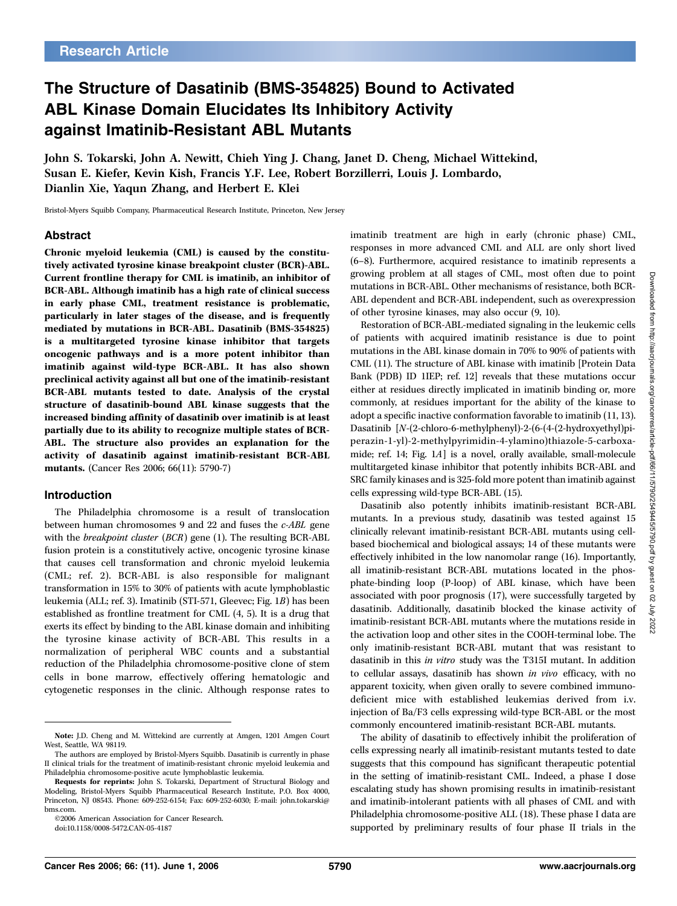Research Article

# The Structure of Dasatinib (BMS-354825) Bound to Activated ABL Kinase Domain Elucidates Its Inhibitory Activity against Imatinib-Resistant ABL Mutants

**John S. Tokarski, John A. Newitt, Chieh Ying J. Chang, Janet D. Cheng, Michael Wittekind, Susan E. Kiefer, Kevin Kish, Francis Y.F. Lee, Robert Borzillerri, Louis J. Lombardo, Dianlin Xie, Yaqun Zhang, and Herbert E. Klei**

Bristol-Myers Squibb Company, Pharmaceutical Research Institute, Princeton, New Jersey

## Abstract

**Chronic myeloid leukemia (CML) is caused by the constitutively activated tyrosine kinase breakpoint cluster (BCR)-ABL. Current frontline therapy for CML is imatinib, an inhibitor of BCR-ABL. Although imatinib has a high rate of clinical success in early phase CML, treatment resistance is problematic, particularly in later stages of the disease, and is frequently mediated by mutations in BCR-ABL. Dasatinib (BMS-354825) is a multitargeted tyrosine kinase inhibitor that targets oncogenic pathways and is a more potent inhibitor than imatinib against wild-type BCR-ABL. It has also shown preclinical activity against all but one of the imatinib-resistant BCR-ABL mutants tested to date. Analysis of the crystal structure of dasatinib-bound ABL kinase suggests that the increased binding affinity of dasatinib over imatinib is at least partially due to its ability to recognize multiple states of BCR-ABL. The structure also provides an explanation for the activity of dasatinib against imatinib-resistant BCR-ABL mutants.** (Cancer Res 2006; 66(11): 5790-7)

## Introduction

The Philadelphia chromosome is a result of translocation between human chromosomes 9 and 22 and fuses the *c-ABL* gene with the *breakpoint cluster* (*BCR*) gene (1). The resulting BCR-ABL fusion protein is a constitutively active, oncogenic tyrosine kinase that causes cell transformation and chronic myeloid leukemia (CML; ref. 2). BCR-ABL is also responsible for malignant transformation in 15% to 30% of patients with acute lymphoblastic leukemia (ALL; ref. 3). Imatinib (STI-571, Gleevec; Fig. 1*B*) has been established as frontline treatment for CML (4, 5). It is a drug that exerts its effect by binding to the ABL kinase domain and inhibiting the tyrosine kinase activity of BCR-ABL This results in a normalization of peripheral WBC counts and a substantial reduction of the Philadelphia chromosome-positive clone of stem cells in bone marrow, effectively offering hematologic and cytogenetic responses in the clinic. Although response rates to imatinib treatment are high in early (chronic phase) CML, responses in more advanced CML and ALL are only short lived (6–8). Furthermore, acquired resistance to imatinib represents a growing problem at all stages of CML, most often due to point mutations in BCR-ABL. Other mechanisms of resistance, both BCR-ABL dependent and BCR-ABL independent, such as overexpression of other tyrosine kinases, may also occur (9, 10).

Restoration of BCR-ABL-mediated signaling in the leukemic cells of patients with acquired imatinib resistance is due to point mutations in the ABL kinase domain in 70% to 90% of patients with CML (11). The structure of ABL kinase with imatinib [Protein Data Bank (PDB) ID 1IEP; ref. 12] reveals that these mutations occur either at residues directly implicated in imatinib binding or, more commonly, at residues important for the ability of the kinase to adopt a specific inactive conformation favorable to imatinib (11, 13). Dasatinib [*N*-(2-chloro-6-methylphenyl)-2-(6-(4-(2-hydroxyethyl)piperazin-1-yl)-2-methylpyrimidin-4-ylamino)thiazole-5-carboxamide; ref. 14; Fig. 1*A*] is a novel, orally available, small-molecule multitargeted kinase inhibitor that potently inhibits BCR-ABL and SRC family kinases and is 325-fold more potent than imatinib against cells expressing wild-type BCR-ABL (15).

Dasatinib also potently inhibits imatinib-resistant BCR-ABL mutants. In a previous study, dasatinib was tested against 15 clinically relevant imatinib-resistant BCR-ABL mutants using cell-based biochemical and biological assays; 14 of these mutants were effectively inhibited in the low nanomolar range (16). Importantly, all imatinib-resistant BCR-ABL mutations located in the phosphate-binding loop (P-loop) of ABL kinase, which have been associated with poor prognosis (17), were successfully targeted by dasatinib. Additionally, dasatinib blocked the kinase activity of imatinib-resistant BCR-ABL mutants where the mutations reside in the activation loop and other sites in the COOH-terminal lobe. The only imatinib-resistant BCR-ABL mutant that was resistant to dasatinib in this *in vitro* study was the T315I mutant. In addition to cellular assays, dasatinib has shown *in vivo* efficacy, with no apparent toxicity, when given orally to severe combined immunodeficient mice with established leukemias derived from i.v. injection of Ba/F3 cells expressing wild-type BCR-ABL or the most commonly encountered imatinib-resistant BCR-ABL mutants.

The ability of dasatinib to effectively inhibit the proliferation of cells expressing nearly all imatinib-resistant mutants tested to date suggests that this compound has significant therapeutic potential in the setting of imatinib-resistant CML. Indeed, a phase I dose escalating study has shown promising results in imatinib-resistant and imatinib-intolerant patients with all phases of CML and with Philadelphia chromosome-positive ALL (18). These phase I data are supported by preliminary results of four phase II trials in the

---

**Note:** J.D. Cheng and M. Wittekind are currently at Amgen, 1201 Amgen Court West, Seattle, WA 98119.

The authors are employed by Bristol-Myers Squibb. Dasatinib is currently in phase II clinical trials for the treatment of imatinib-resistant chronic myeloid leukemia and Philadelphia chromosome-positive acute lymphoblastic leukemia.

**Requests for reprints:** John S. Tokarski, Department of Structural Biology and Modeling, Bristol-Myers Squibb Pharmaceutical Research Institute, P.O. Box 4000, Princeton, NJ 08543. Phone: 609-252-6154; Fax: 609-252-6030; E-mail: john.tokarski@bms.com.

©2006 American Association for Cancer Research.

doi:10.1158/0008-5472.CAN-05-4187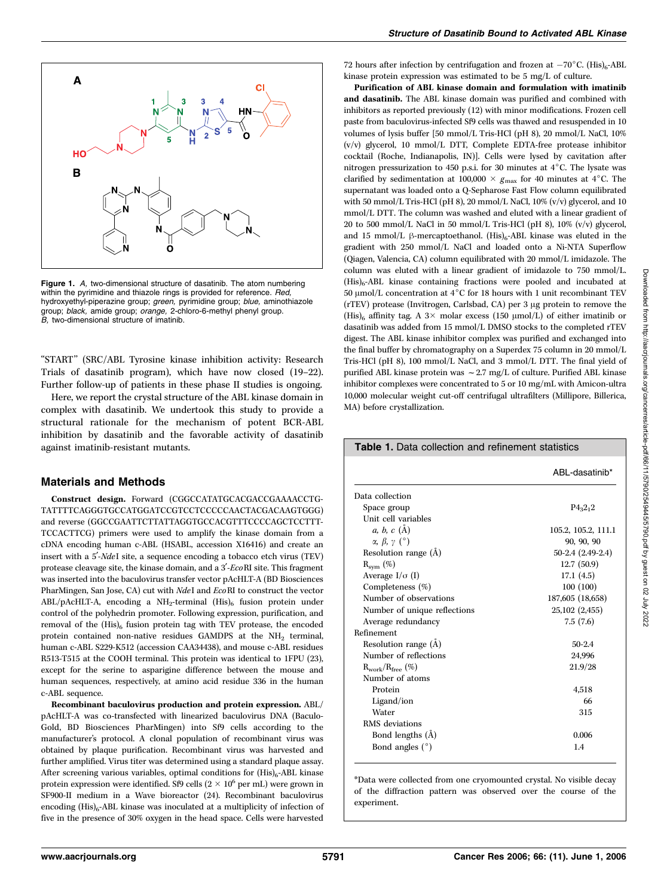**Figure 1.** *A*, two-dimensional structure of dasatinib. The atom numbering within the pyrimidine and thiazole rings is provided for reference. *Red*, hydroxyethyl-piperazine group; *green*, pyrimidine group; *blue*, aminothiazole group; *black*, amide group; *orange*, 2-chloro-6-methyl phenyl group. *B*, two-dimensional structure of imatinib.

"START" (SRC/ABL Tyrosine kinase inhibition activity: Research Trials of dasatinib program), which have now closed (19–22). Further follow-up of patients in these phase II studies is ongoing.

Here, we report the crystal structure of the ABL kinase domain in complex with dasatinib. We undertook this study to provide a structural rationale for the mechanism of potent BCR-ABL inhibition by dasatinib and the favorable activity of dasatinib against imatinib-resistant mutants.

## Materials and Methods

**Construct design.** Forward (CGGCCATATGCACGACCGAAAACCTGTATTTTCAGGGTGCCATGGATCCGTCCTCCCCCAACTACGACAAGTGGG) and reverse (GGCCGAATTCTTATTAGGTGCCACGTTTCCCCAGCTCCTTTTCCACTTCG) primers were used to amplify the kinase domain from a cDNA encoding human c-ABL (HSABL, accession X16416) and create an insert with a 5′-*Nde*I site, a sequence encoding a tobacco etch virus (TEV) protease cleavage site, the kinase domain, and a 3′-*Eco*RI site. This fragment was inserted into the baculovirus transfer vector pAcHLT-A (BD Biosciences PharMingen, San Jose, CA) cut with *Nde*I and *Eco*RI to construct the vector ABL/pAcHLT-A, encoding a $NH_2$-terminal $(His)_6$ fusion protein under control of the polyhedrin promoter. Following expression, purification, and removal of the $(His)_6$ fusion protein tag with TEV protease, the encoded protein contained non-native residues GAMDPS at the $NH_2$ terminal, human c-ABL S229-K512 (accession CAA34438), and mouse c-ABL residues R513-T515 at the COOH terminal. This protein was identical to 1FPU (23), except for the serine to asparigine difference between the mouse and human sequences, respectively, at amino acid residue 336 in the human c-ABL sequence.

**Recombinant baculovirus production and protein expression.** ABL/pAcHLT-A was co-transfected with linearized baculovirus DNA (BaculoGold, BD Biosciences PharMingen) into Sf9 cells according to the manufacturer's protocol. A clonal population of recombinant virus was obtained by plaque purification. Recombinant virus was harvested and further amplified. Virus titer was determined using a standard plaque assay. After screening various variables, optimal conditions for $(His)_6$-ABL kinase protein expression were identified. Sf9 cells ($2 \times 10^6$ per mL) were grown in SF900-II medium in a Wave bioreactor (24). Recombinant baculovirus encoding $(His)_6$-ABL kinase was inoculated at a multiplicity of infection of five in the presence of 30% oxygen in the head space. Cells were harvested 72 hours after infection by centrifugation and frozen at −70°C. $(His)_6$-ABL kinase protein expression was estimated to be 5 mg/L of culture.

**Purification of ABL kinase domain and formulation with imatinib and dasatinib.** The ABL kinase domain was purified and combined with inhibitors as reported previously (12) with minor modifications. Frozen cell paste from baculovirus-infected Sf9 cells was thawed and resuspended in 10 volumes of lysis buffer [50 mmol/L Tris-HCl (pH 8), 20 mmol/L NaCl, 10% (v/v) glycerol, 10 mmol/L DTT, Complete EDTA-free protease inhibitor cocktail (Roche, Indianapolis, IN)]. Cells were lysed by cavitation after nitrogen pressurization to 450 p.s.i. for 30 minutes at 4°C. The lysate was clarified by sedimentation at 100,000 × $g_{max}$ for 40 minutes at 4°C. The supernatant was loaded onto a Q-Sepharose Fast Flow column equilibrated with 50 mmol/L Tris-HCl (pH 8), 20 mmol/L NaCl, 10% (v/v) glycerol, and 10 mmol/L DTT. The column was washed and eluted with a linear gradient of 20 to 500 mmol/L NaCl in 50 mmol/L Tris-HCl (pH 8), 10% (v/v) glycerol, and 15 mmol/L β-mercaptoethanol. $(His)_6$-ABL kinase was eluted in the gradient with 250 mmol/L NaCl and loaded onto a Ni-NTA Superflow (Qiagen, Valencia, CA) column equilibrated with 20 mmol/L imidazole. The column was eluted with a linear gradient of imidazole to 750 mmol/L. $(His)_6$-ABL kinase containing fractions were pooled and incubated at 50 μmol/L concentration at 4°C for 18 hours with 1 unit recombinant TEV (rTEV) protease (Invitrogen, Carlsbad, CA) per 3 μg protein to remove the $(His)_6$ affinity tag. A 3× molar excess (150 μmol/L) of either imatinib or dasatinib was added from 15 mmol/L DMSO stocks to the completed rTEV digest. The ABL kinase inhibitor complex was purified and exchanged into the final buffer by chromatography on a Superdex 75 column in 20 mmol/L Tris-HCl (pH 8), 100 mmol/L NaCl, and 3 mmol/L DTT. The final yield of purified ABL kinase protein was ~2.7 mg/L of culture. Purified ABL kinase inhibitor complexes were concentrated to 5 or 10 mg/mL with Amicon-ultra 10,000 molecular weight cut-off centrifugal ultrafilters (Millipore, Billerica, MA) before crystallization.

**Table 1.** Data collection and refinement statistics

| | ABL-dasatinib* |
|---|---|
| Data collection | |
| Space group | $P4_32_12$ |
| Unit cell variables | |
| *a, b, c* (Å) | 105.2, 105.2, 111.1 |
| *α, β, γ* (°) | 90, 90, 90 |
| Resolution range (Å) | 50-2.4 (2.49-2.4) |
| $R_{sym}$ (%) | 12.7 (50.9) |
| Average I/σ (I) | 17.1 (4.5) |
| Completeness (%) | 100 (100) |
| Number of observations | 187,605 (18,658) |
| Number of unique reflections | 25,102 (2,455) |
| Average redundancy | 7.5 (7.6) |
| Refinement | |
| Resolution range (Å) | 50-2.4 |
| Number of reflections | 24,996 |
| $R_{work}/R_{free}$ (%) | 21.9/28 |
| Number of atoms | |
| Protein | 4,518 |
| Ligand/ion | 66 |
| Water | 315 |
| RMS deviations | |
| Bond lengths (Å) | 0.006 |
| Bond angles (°) | 1.4 |

*Data were collected from one cryomounted crystal. No visible decay of the diffraction pattern was observed over the course of the experiment.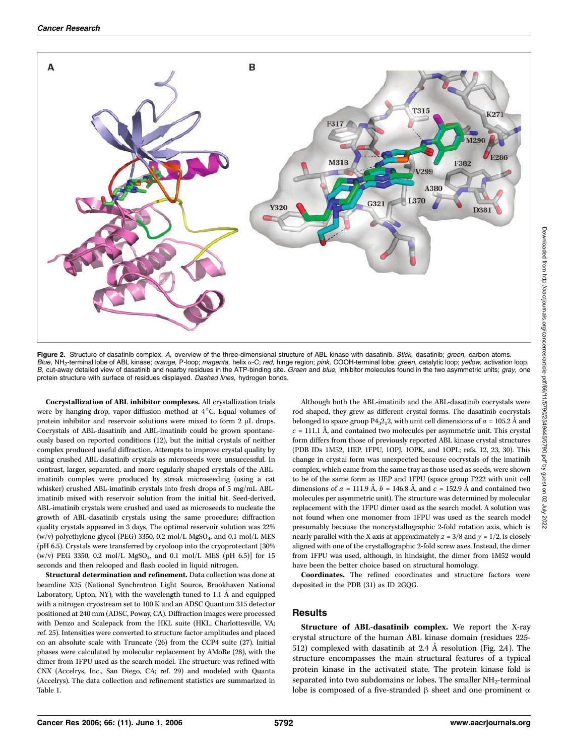**Figure 2.** Structure of dasatinib complex. *A,* overview of the three-dimensional structure of ABL kinase with dasatinib. *Stick,* dasatinib; *green,* carbon atoms. *Blue,* $NH_2$-terminal lobe of ABL kinase; *orange,* P-loop; *magenta,* helix α-C; *red,* hinge region; *pink,* COOH-terminal lobe; *green,* catalytic loop; *yellow,* activation loop. *B,* cut-away detailed view of dasatinib and nearby residues in the ATP-binding site. *Green* and *blue,* inhibitor molecules found in the two asymmetric units; *gray,* one protein structure with surface of residues displayed. *Dashed lines,* hydrogen bonds.

**Cocrystallization of ABL inhibitor complexes.** All crystallization trials were by hanging-drop, vapor-diffusion method at 4°C. Equal volumes of protein inhibitor and reservoir solutions were mixed to form 2 μL drops. Cocrystals of ABL-dasatinib and ABL-imatinib could be grown spontaneously based on reported conditions (12), but the initial crystals of neither complex produced useful diffraction. Attempts to improve crystal quality by using crushed ABL-dasatinib crystals as microseeds were unsuccessful. In contrast, larger, separated, and more regularly shaped crystals of the ABL-imatinib complex were produced by streak microseeding (using a cat whisker) crushed ABL-imatinib crystals into fresh drops of 5 mg/mL ABL-imatinib mixed with reservoir solution from the initial hit. Seed-derived, ABL-imatinib crystals were crushed and used as microseeds to nucleate the growth of ABL-dasatinib crystals using the same procedure; diffraction quality crystals appeared in 3 days. The optimal reservoir solution was 22% (w/v) polyethylene glycol (PEG) 3350, 0.2 mol/L $MgSO_4$, and 0.1 mol/L MES (pH 6.5). Crystals were transferred by cryoloop into the cryoprotectant [30% (w/v) PEG 3350, 0.2 mol/L $MgSO_4$, and 0.1 mol/L MES (pH 6.5)] for 15 seconds and then relooped and flash cooled in liquid nitrogen.

**Structural determination and refinement.** Data collection was done at beamline X25 (National Synchrotron Light Source, Brookhaven National Laboratory, Upton, NY), with the wavelength tuned to 1.1 Å and equipped with a nitrogen cryostream set to 100 K and an ADSC Quantum 315 detector positioned at 240 mm (ADSC, Poway, CA). Diffraction images were processed with Denzo and Scalepack from the HKL suite (HKL, Charlottesville, VA; ref. 25). Intensities were converted to structure factor amplitudes and placed on an absolute scale with Truncate (26) from the CCP4 suite (27). Initial phases were calculated by molecular replacement by AMoRe (28), with the dimer from 1FPU used as the search model. The structure was refined with CNX (Accelrys, Inc., San Diego, CA; ref. 29) and modeled with Quanta (Accelrys). The data collection and refinement statistics are summarized in Table 1.

Although both the ABL-imatinib and the ABL-dasatinib cocrystals were rod shaped, they grew as different crystal forms. The dasatinib cocrystals belonged to space group $P4_32_12$, with unit cell dimensions of $a$ = 105.2 Å and $c$ = 111.1 Å, and contained two molecules per asymmetric unit. This crystal form differs from those of previously reported ABL kinase crystal structures (PDB IDs 1M52, 1IEP, 1FPU, 1OPJ, 1OPK, and 1OPL; refs. 12, 23, 30). This change in crystal form was unexpected because cocrystals of the imatinib complex, which came from the same tray as those used as seeds, were shown to be of the same form as 1IEP and 1FPU (space group F222 with unit cell dimensions of $a$ = 111.9 Å, $b$ = 146.8 Å, and $c$ = 152.9 Å and contained two molecules per asymmetric unit). The structure was determined by molecular replacement with the 1FPU dimer used as the search model. A solution was not found when one monomer from 1FPU was used as the search model presumably because the noncrystallographic 2-fold rotation axis, which is nearly parallel with the X axis at approximately $z$ = 3/8 and $y$ = 1/2, is closely aligned with one of the crystallographic 2-fold screw axes. Instead, the dimer from 1FPU was used, although, in hindsight, the dimer from 1M52 would have been the better choice based on structural homology.

**Coordinates.** The refined coordinates and structure factors were deposited in the PDB (31) as ID 2GQG.

## Results

**Structure of ABL-dasatinib complex.** We report the X-ray crystal structure of the human ABL kinase domain (residues 225-512) complexed with dasatinib at 2.4 Å resolution (Fig. 2*A*). The structure encompasses the main structural features of a typical protein kinase in the activated state. The protein kinase fold is separated into two subdomains or lobes. The smaller $NH_2$-terminal lobe is composed of a five-stranded β sheet and one prominent α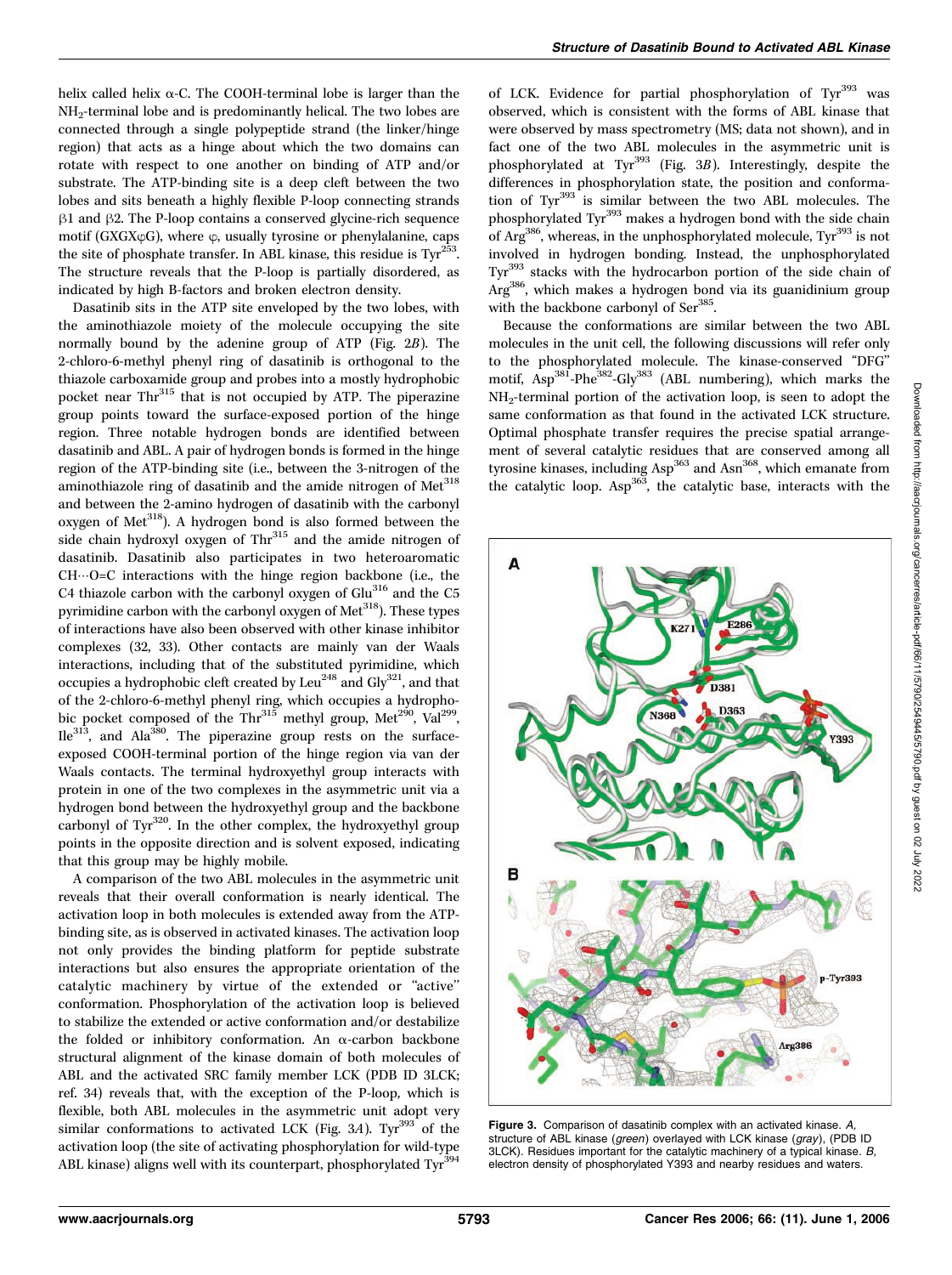helix called helix α-C. The COOH-terminal lobe is larger than the $NH_2$-terminal lobe and is predominantly helical. The two lobes are connected through a single polypeptide strand (the linker/hinge region) that acts as a hinge about which the two domains can rotate with respect to one another on binding of ATP and/or substrate. The ATP-binding site is a deep cleft between the two lobes and sits beneath a highly flexible P-loop connecting strands β1 and β2. The P-loop contains a conserved glycine-rich sequence motif (GXGXφG), where φ, usually tyrosine or phenylalanine, caps the site of phosphate transfer. In ABL kinase, this residue is $Tyr^{253}$. The structure reveals that the P-loop is partially disordered, as indicated by high B-factors and broken electron density.

Dasatinib sits in the ATP site enveloped by the two lobes, with the aminothiazole moiety of the molecule occupying the site normally bound by the adenine group of ATP (Fig. 2*B*). The 2-chloro-6-methyl phenyl ring of dasatinib is orthogonal to the thiazole carboxamide group and probes into a mostly hydrophobic pocket near $Thr^{315}$ that is not occupied by ATP. The piperazine group points toward the surface-exposed portion of the hinge region. Three notable hydrogen bonds are identified between dasatinib and ABL. A pair of hydrogen bonds is formed in the hinge region of the ATP-binding site (i.e., between the 3-nitrogen of the aminothiazole ring of dasatinib and the amide nitrogen of $Met^{318}$ and between the 2-amino hydrogen of dasatinib with the carbonyl oxygen of $Met^{318}$). A hydrogen bond is also formed between the side chain hydroxyl oxygen of $Thr^{315}$ and the amide nitrogen of dasatinib. Dasatinib also participates in two heteroaromatic CH···O=C interactions with the hinge region backbone (i.e., the C4 thiazole carbon with the carbonyl oxygen of $Glu^{316}$ and the C5 pyrimidine carbon with the carbonyl oxygen of $Met^{318}$). These types of interactions have also been observed with other kinase inhibitor complexes (32, 33). Other contacts are mainly van der Waals interactions, including that of the substituted pyrimidine, which occupies a hydrophobic cleft created by $Leu^{248}$ and $Gly^{321}$, and that of the 2-chloro-6-methyl phenyl ring, which occupies a hydrophobic pocket composed of the $Thr^{315}$ methyl group, $Met^{290}$, $Val^{299}$, $Ile^{313}$, and $Ala^{380}$. The piperazine group rests on the surface-exposed COOH-terminal portion of the hinge region via van der Waals contacts. The terminal hydroxyethyl group interacts with protein in one of the two complexes in the asymmetric unit via a hydrogen bond between the hydroxyethyl group and the backbone carbonyl of $Tyr^{320}$. In the other complex, the hydroxyethyl group points in the opposite direction and is solvent exposed, indicating that this group may be highly mobile.

A comparison of the two ABL molecules in the asymmetric unit reveals that their overall conformation is nearly identical. The activation loop in both molecules is extended away from the ATP-binding site, as is observed in activated kinases. The activation loop not only provides the binding platform for peptide substrate interactions but also ensures the appropriate orientation of the catalytic machinery by virtue of the extended or "active" conformation. Phosphorylation of the activation loop is believed to stabilize the extended or active conformation and/or destabilize the folded or inhibitory conformation. An α-carbon backbone structural alignment of the kinase domain of both molecules of ABL and the activated SRC family member LCK (PDB ID 3LCK; ref. 34) reveals that, with the exception of the P-loop, which is flexible, both ABL molecules in the asymmetric unit adopt very similar conformations to activated LCK (Fig. 3*A*). $Tyr^{393}$ of the activation loop (the site of activating phosphorylation for wild-type ABL kinase) aligns well with its counterpart, phosphorylated $Tyr^{394}$ of LCK. Evidence for partial phosphorylation of $Tyr^{393}$ was observed, which is consistent with the forms of ABL kinase that were observed by mass spectrometry (MS; data not shown), and in fact one of the two ABL molecules in the asymmetric unit is phosphorylated at $Tyr^{393}$ (Fig. 3*B*). Interestingly, despite the differences in phosphorylation state, the position and conformation of $Tyr^{393}$ is similar between the two ABL molecules. The phosphorylated $Tyr^{393}$ makes a hydrogen bond with the side chain of $Arg^{386}$, whereas, in the unphosphorylated molecule, $Tyr^{393}$ is not involved in hydrogen bonding. Instead, the unphosphorylated $Tyr^{393}$ stacks with the hydrocarbon portion of the side chain of $Arg^{386}$, which makes a hydrogen bond via its guanidinium group with the backbone carbonyl of $Ser^{385}$.

Because the conformations are similar between the two ABL molecules in the unit cell, the following discussions will refer only to the phosphorylated molecule. The kinase-conserved "DFG" motif, $Asp^{381}$-$Phe^{382}$-$Gly^{383}$ (ABL numbering), which marks the $NH_2$-terminal portion of the activation loop, is seen to adopt the same conformation as that found in the activated LCK structure. Optimal phosphate transfer requires the precise spatial arrangement of several catalytic residues that are conserved among all tyrosine kinases, including $Asp^{363}$ and $Asn^{368}$, which emanate from the catalytic loop. $Asp^{363}$, the catalytic base, interacts with the

**Figure 3.** Comparison of dasatinib complex with an activated kinase. *A*, structure of ABL kinase (*green*) overlayed with LCK kinase (*gray*), (PDB ID 3LCK). Residues important for the catalytic machinery of a typical kinase. *B*, electron density of phosphorylated Y393 and nearby residues and waters.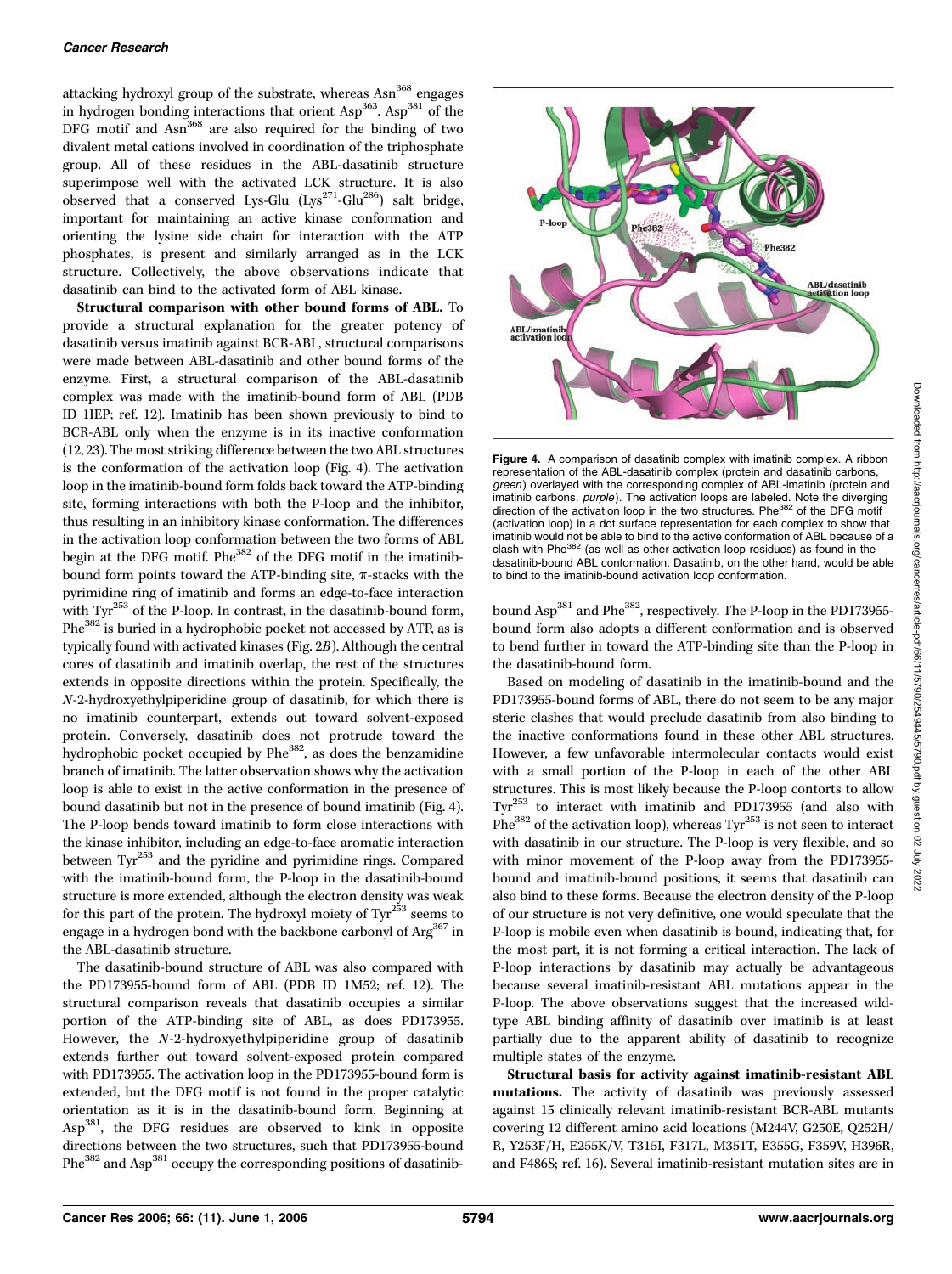attacking hydroxyl group of the substrate, whereas Asn[368] engages in hydrogen bonding interactions that orient Asp[363]. Asp[381] of the DFG motif and Asn[368] are also required for the binding of two divalent metal cations involved in coordination of the triphosphate group. All of these residues in the ABL-dasatinib structure superimpose well with the activated LCK structure. It is also observed that a conserved Lys-Glu (Lys[271]-Glu[286]) salt bridge, important for maintaining an active kinase conformation and orienting the lysine side chain for interaction with the ATP phosphates, is present and similarly arranged as in the LCK structure. Collectively, the above observations indicate that dasatinib can bind to the activated form of ABL kinase.

**Structural comparison with other bound forms of ABL.** To provide a structural explanation for the greater potency of dasatinib versus imatinib against BCR-ABL, structural comparisons were made between ABL-dasatinib and other bound forms of the enzyme. First, a structural comparison of the ABL-dasatinib complex was made with the imatinib-bound form of ABL (PDB ID 1IEP; ref. 12). Imatinib has been shown previously to bind to BCR-ABL only when the enzyme is in its inactive conformation (12, 23). The most striking difference between the two ABL structures is the conformation of the activation loop (Fig. 4). The activation loop in the imatinib-bound form folds back toward the ATP-binding site, forming interactions with both the P-loop and the inhibitor, thus resulting in an inhibitory kinase conformation. The differences in the activation loop conformation between the two forms of ABL begin at the DFG motif. Phe[382] of the DFG motif in the imatinib-bound form points toward the ATP-binding site, π-stacks with the pyrimidine ring of imatinib and forms an edge-to-face interaction with Tyr[253] of the P-loop. In contrast, in the dasatinib-bound form, Phe[382] is buried in a hydrophobic pocket not accessed by ATP, as is typically found with activated kinases (Fig. 2*B*). Although the central cores of dasatinib and imatinib overlap, the rest of the structures extends in opposite directions within the protein. Specifically, the *N*-2-hydroxyethylpiperidine group of dasatinib, for which there is no imatinib counterpart, extends out toward solvent-exposed protein. Conversely, dasatinib does not protrude toward the hydrophobic pocket occupied by Phe[382], as does the benzamidine branch of imatinib. The latter observation shows why the activation loop is able to exist in the active conformation in the presence of bound dasatinib but not in the presence of bound imatinib (Fig. 4). The P-loop bends toward imatinib to form close interactions with the kinase inhibitor, including an edge-to-face aromatic interaction between Tyr[253] and the pyridine and pyrimidine rings. Compared with the imatinib-bound form, the P-loop in the dasatinib-bound structure is more extended, although the electron density was weak for this part of the protein. The hydroxyl moiety of Tyr[253] seems to engage in a hydrogen bond with the backbone carbonyl of Arg[367] in the ABL-dasatinib structure.

The dasatinib-bound structure of ABL was also compared with the PD173955-bound form of ABL (PDB ID 1M52; ref. 12). The structural comparison reveals that dasatinib occupies a similar portion of the ATP-binding site of ABL, as does PD173955. However, the *N*-2-hydroxyethylpiperidine group of dasatinib extends further out toward solvent-exposed protein compared with PD173955. The activation loop in the PD173955-bound form is extended, but the DFG motif is not found in the proper catalytic orientation as it is in the dasatinib-bound form. Beginning at Asp[381], the DFG residues are observed to kink in opposite directions between the two structures, such that PD173955-bound Phe[382] and Asp[381] occupy the corresponding positions of dasatinib-bound Asp[381] and Phe[382], respectively. The P-loop in the PD173955-bound form also adopts a different conformation and is observed to bend further in toward the ATP-binding site than the P-loop in the dasatinib-bound form.

**Figure 4.** A comparison of dasatinib complex with imatinib complex. A ribbon representation of the ABL-dasatinib complex (protein and dasatinib carbons, *green*) overlayed with the corresponding complex of ABL-imatinib (protein and imatinib carbons, *purple*). The activation loops are labeled. Note the diverging direction of the activation loop in the two structures. Phe[382] of the DFG motif (activation loop) in a dot surface representation for each complex to show that imatinib would not be able to bind to the active conformation of ABL because of a clash with Phe[382] (as well as other activation loop residues) as found in the dasatinib-bound ABL conformation. Dasatinib, on the other hand, would be able to bind to the imatinib-bound activation loop conformation.

Based on modeling of dasatinib in the imatinib-bound and the PD173955-bound forms of ABL, there do not seem to be any major steric clashes that would preclude dasatinib from also binding to the inactive conformations found in these other ABL structures. However, a few unfavorable intermolecular contacts would exist with a small portion of the P-loop in each of the other ABL structures. This is most likely because the P-loop contorts to allow Tyr[253] to interact with imatinib and PD173955 (and also with Phe[382] of the activation loop), whereas Tyr[253] is not seen to interact with dasatinib in our structure. The P-loop is very flexible, and so with minor movement of the P-loop away from the PD173955-bound and imatinib-bound positions, it seems that dasatinib can also bind to these forms. Because the electron density of the P-loop of our structure is not very definitive, one would speculate that the P-loop is mobile even when dasatinib is bound, indicating that, for the most part, it is not forming a critical interaction. The lack of P-loop interactions by dasatinib may actually be advantageous because several imatinib-resistant ABL mutations appear in the P-loop. The above observations suggest that the increased wild-type ABL binding affinity of dasatinib over imatinib is at least partially due to the apparent ability of dasatinib to recognize multiple states of the enzyme.

**Structural basis for activity against imatinib-resistant ABL mutations.** The activity of dasatinib was previously assessed against 15 clinically relevant imatinib-resistant BCR-ABL mutants covering 12 different amino acid locations (M244V, G250E, Q252H/R, Y253F/H, E255K/V, T315I, F317L, M351T, E355G, F359V, H396R, and F486S; ref. 16). Several imatinib-resistant mutation sites are in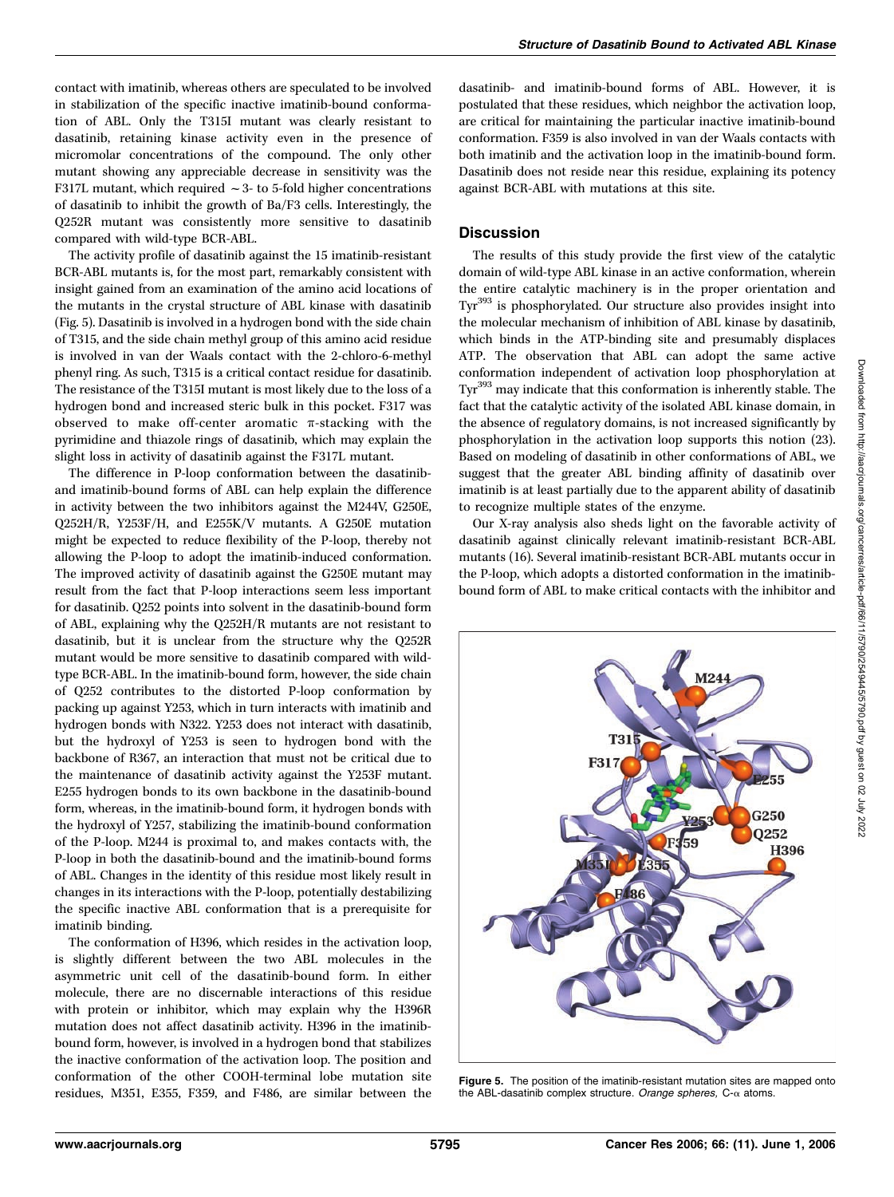contact with imatinib, whereas others are speculated to be involved in stabilization of the specific inactive imatinib-bound conformation of ABL. Only the T315I mutant was clearly resistant to dasatinib, retaining kinase activity even in the presence of micromolar concentrations of the compound. The only other mutant showing any appreciable decrease in sensitivity was the F317L mutant, which required ~3- to 5-fold higher concentrations of dasatinib to inhibit the growth of Ba/F3 cells. Interestingly, the Q252R mutant was consistently more sensitive to dasatinib compared with wild-type BCR-ABL.

The activity profile of dasatinib against the 15 imatinib-resistant BCR-ABL mutants is, for the most part, remarkably consistent with insight gained from an examination of the amino acid locations of the mutants in the crystal structure of ABL kinase with dasatinib (Fig. 5). Dasatinib is involved in a hydrogen bond with the side chain of T315, and the side chain methyl group of this amino acid residue is involved in van der Waals contact with the 2-chloro-6-methyl phenyl ring. As such, T315 is a critical contact residue for dasatinib. The resistance of the T315I mutant is most likely due to the loss of a hydrogen bond and increased steric bulk in this pocket. F317 was observed to make off-center aromatic π-stacking with the pyrimidine and thiazole rings of dasatinib, which may explain the slight loss in activity of dasatinib against the F317L mutant.

The difference in P-loop conformation between the dasatinib- and imatinib-bound forms of ABL can help explain the difference in activity between the two inhibitors against the M244V, G250E, Q252H/R, Y253F/H, and E255K/V mutants. A G250E mutation might be expected to reduce flexibility of the P-loop, thereby not allowing the P-loop to adopt the imatinib-induced conformation. The improved activity of dasatinib against the G250E mutant may result from the fact that P-loop interactions seem less important for dasatinib. Q252 points into solvent in the dasatinib-bound form of ABL, explaining why the Q252H/R mutants are not resistant to dasatinib, but it is unclear from the structure why the Q252R mutant would be more sensitive to dasatinib compared with wild-type BCR-ABL. In the imatinib-bound form, however, the side chain of Q252 contributes to the distorted P-loop conformation by packing up against Y253, which in turn interacts with imatinib and hydrogen bonds with N322. Y253 does not interact with dasatinib, but the hydroxyl of Y253 is seen to hydrogen bond with the backbone of R367, an interaction that must not be critical due to the maintenance of dasatinib activity against the Y253F mutant. E255 hydrogen bonds to its own backbone in the dasatinib-bound form, whereas, in the imatinib-bound form, it hydrogen bonds with the hydroxyl of Y257, stabilizing the imatinib-bound conformation of the P-loop. M244 is proximal to, and makes contacts with, the P-loop in both the dasatinib-bound and the imatinib-bound forms of ABL. Changes in the identity of this residue most likely result in changes in its interactions with the P-loop, potentially destabilizing the specific inactive ABL conformation that is a prerequisite for imatinib binding.

The conformation of H396, which resides in the activation loop, is slightly different between the two ABL molecules in the asymmetric unit cell of the dasatinib-bound form. In either molecule, there are no discernable interactions of this residue with protein or inhibitor, which may explain why the H396R mutation does not affect dasatinib activity. H396 in the imatinib-bound form, however, is involved in a hydrogen bond that stabilizes the inactive conformation of the activation loop. The position and conformation of the other COOH-terminal lobe mutation site residues, M351, E355, F359, and F486, are similar between the dasatinib- and imatinib-bound forms of ABL. However, it is postulated that these residues, which neighbor the activation loop, are critical for maintaining the particular inactive imatinib-bound conformation. F359 is also involved in van der Waals contacts with both imatinib and the activation loop in the imatinib-bound form. Dasatinib does not reside near this residue, explaining its potency against BCR-ABL with mutations at this site.

## Discussion

The results of this study provide the first view of the catalytic domain of wild-type ABL kinase in an active conformation, wherein the entire catalytic machinery is in the proper orientation and $Tyr^{393}$ is phosphorylated. Our structure also provides insight into the molecular mechanism of inhibition of ABL kinase by dasatinib, which binds in the ATP-binding site and presumably displaces ATP. The observation that ABL can adopt the same active conformation independent of activation loop phosphorylation at $Tyr^{393}$ may indicate that this conformation is inherently stable. The fact that the catalytic activity of the isolated ABL kinase domain, in the absence of regulatory domains, is not increased significantly by phosphorylation in the activation loop supports this notion (23). Based on modeling of dasatinib in other conformations of ABL, we suggest that the greater ABL binding affinity of dasatinib over imatinib is at least partially due to the apparent ability of dasatinib to recognize multiple states of the enzyme.

Our X-ray analysis also sheds light on the favorable activity of dasatinib against clinically relevant imatinib-resistant BCR-ABL mutants (16). Several imatinib-resistant BCR-ABL mutants occur in the P-loop, which adopts a distorted conformation in the imatinib-bound form of ABL to make critical contacts with the inhibitor and

**Figure 5.** The position of the imatinib-resistant mutation sites are mapped onto the ABL-dasatinib complex structure. *Orange spheres,* C-α atoms.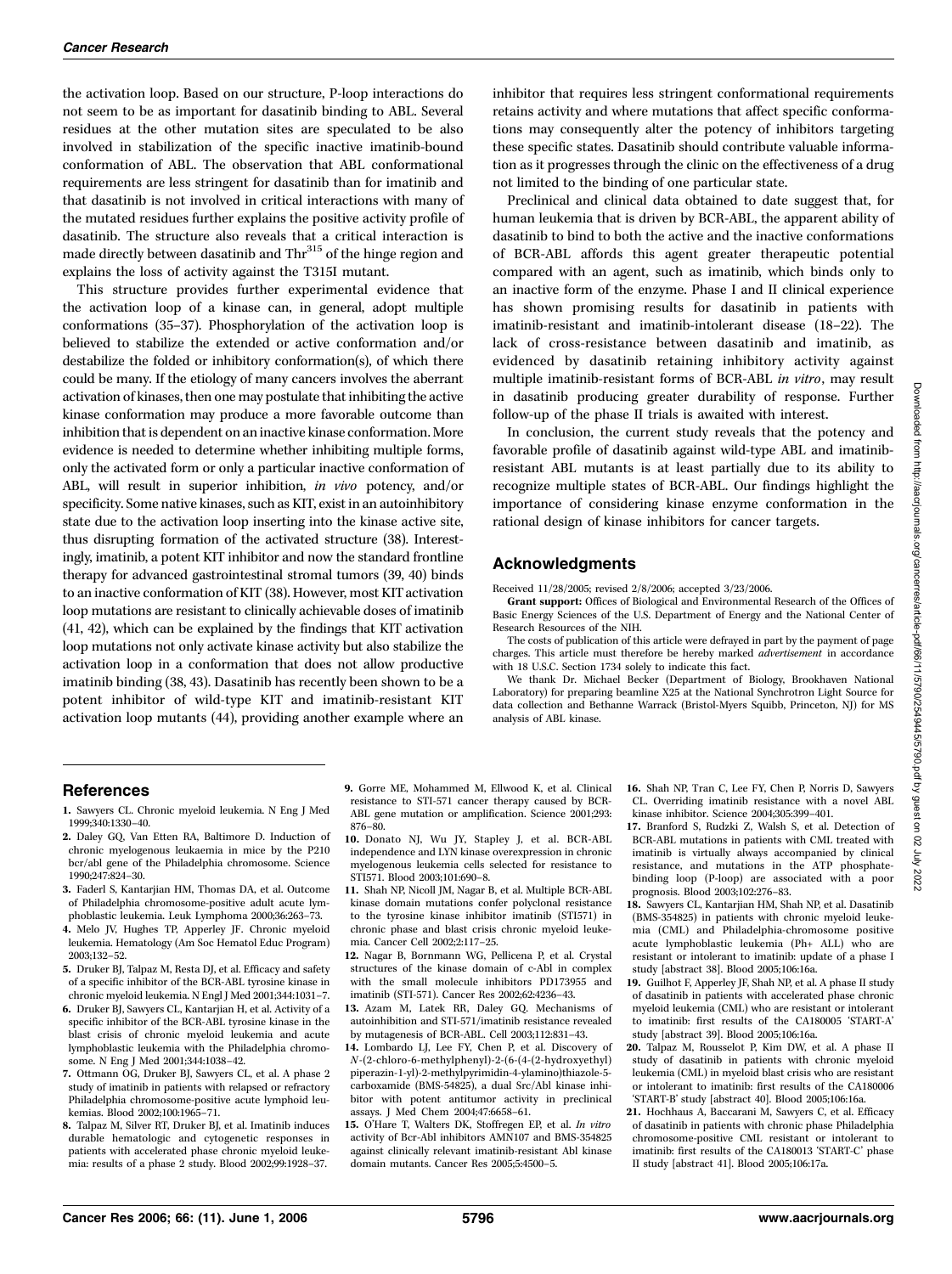the activation loop. Based on our structure, P-loop interactions do not seem to be as important for dasatinib binding to ABL. Several residues at the other mutation sites are speculated to be also involved in stabilization of the specific inactive imatinib-bound conformation of ABL. The observation that ABL conformational requirements are less stringent for dasatinib than for imatinib and that dasatinib is not involved in critical interactions with many of the mutated residues further explains the positive activity profile of dasatinib. The structure also reveals that a critical interaction is made directly between dasatinib and $Thr^{315}$ of the hinge region and explains the loss of activity against the T315I mutant.

This structure provides further experimental evidence that the activation loop of a kinase can, in general, adopt multiple conformations (35–37). Phosphorylation of the activation loop is believed to stabilize the extended or active conformation and/or destabilize the folded or inhibitory conformation(s), of which there could be many. If the etiology of many cancers involves the aberrant activation of kinases, then one may postulate that inhibiting the active kinase conformation may produce a more favorable outcome than inhibition that is dependent on an inactive kinase conformation. More evidence is needed to determine whether inhibiting multiple forms, only the activated form or only a particular inactive conformation of ABL, will result in superior inhibition, *in vivo* potency, and/or specificity. Some native kinases, such as KIT, exist in an autoinhibitory state due to the activation loop inserting into the kinase active site, thus disrupting formation of the activated structure (38). Interestingly, imatinib, a potent KIT inhibitor and now the standard frontline therapy for advanced gastrointestinal stromal tumors (39, 40) binds to an inactive conformation of KIT (38). However, most KIT activation loop mutations are resistant to clinically achievable doses of imatinib (41, 42), which can be explained by the findings that KIT activation loop mutations not only activate kinase activity but also stabilize the activation loop in a conformation that does not allow productive imatinib binding (38, 43). Dasatinib has recently been shown to be a potent inhibitor of wild-type KIT and imatinib-resistant KIT activation loop mutants (44), providing another example where an inhibitor that requires less stringent conformational requirements retains activity and where mutations that affect specific conformations may consequently alter the potency of inhibitors targeting these specific states. Dasatinib should contribute valuable information as it progresses through the clinic on the effectiveness of a drug not limited to the binding of one particular state.

Preclinical and clinical data obtained to date suggest that, for human leukemia that is driven by BCR-ABL, the apparent ability of dasatinib to bind to both the active and the inactive conformations of BCR-ABL affords this agent greater therapeutic potential compared with an agent, such as imatinib, which binds only to an inactive form of the enzyme. Phase I and II clinical experience has shown promising results for dasatinib in patients with imatinib-resistant and imatinib-intolerant disease (18–22). The lack of cross-resistance between dasatinib and imatinib, as evidenced by dasatinib retaining inhibitory activity against multiple imatinib-resistant forms of BCR-ABL *in vitro*, may result in dasatinib producing greater durability of response. Further follow-up of the phase II trials is awaited with interest.

In conclusion, the current study reveals that the potency and favorable profile of dasatinib against wild-type ABL and imatinib-resistant ABL mutants is at least partially due to its ability to recognize multiple states of BCR-ABL. Our findings highlight the importance of considering kinase enzyme conformation in the rational design of kinase inhibitors for cancer targets.

## Acknowledgments

Received 11/28/2005; revised 2/8/2006; accepted 3/23/2006.

**Grant support:** Offices of Biological and Environmental Research of the Offices of Basic Energy Sciences of the U.S. Department of Energy and the National Center of Research Resources of the NIH.

The costs of publication of this article were defrayed in part by the payment of page charges. This article must therefore be hereby marked *advertisement* in accordance with 18 U.S.C. Section 1734 solely to indicate this fact.

We thank Dr. Michael Becker (Department of Biology, Brookhaven National Laboratory) for preparing beamline X25 at the National Synchrotron Light Source for data collection and Bethanne Warrack (Bristol-Myers Squibb, Princeton, NJ) for MS analysis of ABL kinase.

## References

1. Sawyers CL. Chronic myeloid leukemia. N Eng J Med 1999;340:1330–40.
2. Daley GQ, Van Etten RA, Baltimore D. Induction of chronic myelogenous leukaemia in mice by the P210 bcr/abl gene of the Philadelphia chromosome. Science 1990;247:824–30.
3. Faderl S, Kantarjian HM, Thomas DA, et al. Outcome of Philadelphia chromosome-positive adult acute lymphoblastic leukemia. Leuk Lymphoma 2000;36:263–73.
4. Melo JV, Hughes TP, Apperley JF. Chronic myeloid leukemia. Hematology (Am Soc Hematol Educ Program) 2003;132–52.
5. Druker BJ, Talpaz M, Resta DJ, et al. Efficacy and safety of a specific inhibitor of the BCR-ABL tyrosine kinase in chronic myeloid leukemia. N Engl J Med 2001;344:1031–7.
6. Druker BJ, Sawyers CL, Kantarjian H, et al. Activity of a specific inhibitor of the BCR-ABL tyrosine kinase in the blast crisis of chronic myeloid leukemia and acute lymphoblastic leukemia with the Philadelphia chromosome. N Eng J Med 2001;344:1038–42.
7. Ottmann OG, Druker BJ, Sawyers CL, et al. A phase 2 study of imatinib in patients with relapsed or refractory Philadelphia chromosome-positive acute lymphoid leukemias. Blood 2002;100:1965–71.
8. Talpaz M, Silver RT, Druker BJ, et al. Imatinib induces durable hematologic and cytogenetic responses in patients with accelerated phase chronic myeloid leukemia: results of a phase 2 study. Blood 2002;99:1928–37.
9. Gorre ME, Mohammed M, Ellwood K, et al. Clinical resistance to STI-571 cancer therapy caused by BCR-ABL gene mutation or amplification. Science 2001;293:876–80.
10. Donato NJ, Wu JY, Stapley J, et al. BCR-ABL independence and LYN kinase overexpression in chronic myelogenous leukemia cells selected for resistance to STI571. Blood 2003;101:690–8.
11. Shah NP, Nicoll JM, Nagar B, et al. Multiple BCR-ABL kinase domain mutations confer polyclonal resistance to the tyrosine kinase inhibitor imatinib (STI571) in chronic phase and blast crisis chronic myeloid leukemia. Cancer Cell 2002;2:117–25.
12. Nagar B, Bornmann WG, Pellicena P, et al. Crystal structures of the kinase domain of c-Abl in complex with the small molecule inhibitors PD173955 and imatinib (STI-571). Cancer Res 2002;62:4236–43.
13. Azam M, Latek RR, Daley GQ. Mechanisms of autoinhibition and STI-571/imatinib resistance revealed by mutagenesis of BCR-ABL. Cell 2003;112:831–43.
14. Lombardo LJ, Lee FY, Chen P, et al. Discovery of *N*-(2-chloro-6-methylphenyl)-2-(6-(4-(2-hydroxyethyl) piperazin-1-yl)-2-methylpyrimidin-4-ylamino)thiazole-5-carboxamide (BMS-354825), a dual Src/Abl kinase inhibitor with potent antitumor activity in preclinical assays. J Med Chem 2004;47:6658–61.
15. O'Hare T, Walters DK, Stoffregen EP, et al. *In vitro* activity of Bcr-Abl inhibitors AMN107 and BMS-354825 against clinically relevant imatinib-resistant Abl kinase domain mutants. Cancer Res 2005;5:4500–5.
16. Shah NP, Tran C, Lee FY, Chen P, Norris D, Sawyers CL. Overriding imatinib resistance with a novel ABL kinase inhibitor. Science 2004;305:399–401.
17. Branford S, Rudzki Z, Walsh S, et al. Detection of BCR-ABL mutations in patients with CML treated with imatinib is virtually always accompanied by clinical resistance, and mutations in the ATP phosphate-binding loop (P-loop) are associated with a poor prognosis. Blood 2003;102:276–83.
18. Sawyers CL, Kantarjian HM, Shah NP, et al. Dasatinib (BMS-354825) in patients with chronic myeloid leukemia (CML) and Philadelphia-chromosome positive acute lymphoblastic leukemia (Ph+ ALL) who are resistant or intolerant to imatinib: update of a phase I study [abstract 38]. Blood 2005;106:16a.
19. Guilhot F, Apperley JF, Shah NP, et al. A phase II study of dasatinib in patients with accelerated phase chronic myeloid leukemia (CML) who are resistant or intolerant to imatinib: first results of the CA180005 'START-A' study [abstract 39]. Blood 2005;106:16a.
20. Talpaz M, Rousselot P, Kim DW, et al. A phase II study of dasatinib in patients with chronic myeloid leukemia (CML) in myeloid blast crisis who are resistant or intolerant to imatinib: first results of the CA180006 'START-B' study [abstract 40]. Blood 2005;106:16a.
21. Hochhaus A, Baccarani M, Sawyers C, et al. Efficacy of dasatinib in patients with chronic phase Philadelphia chromosome-positive CML resistant or intolerant to imatinib: first results of the CA180013 'START-C' phase II study [abstract 41]. Blood 2005;106:17a.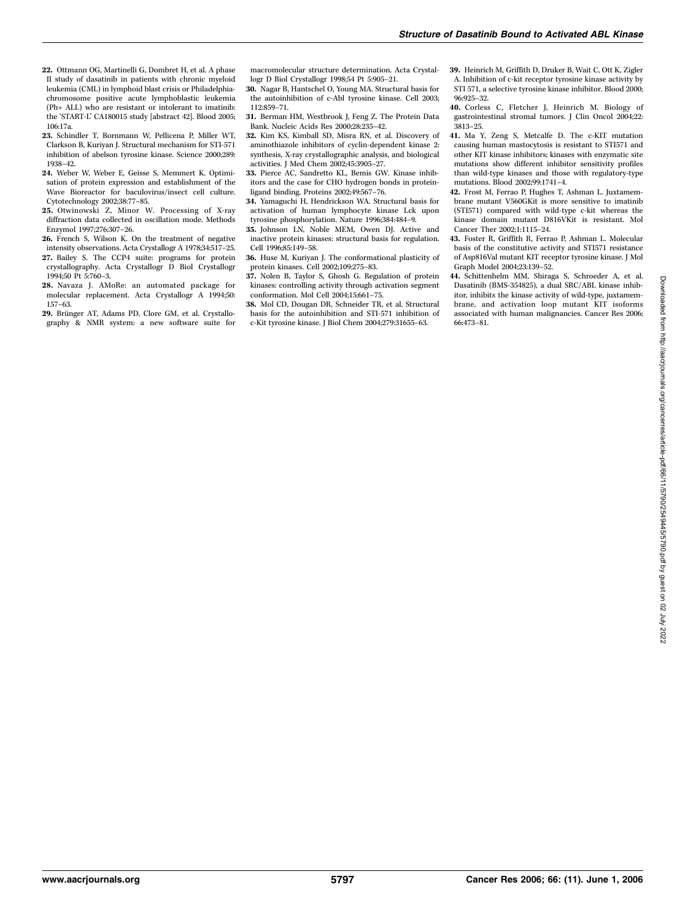22. Ottmann OG, Martinelli G, Dombret H, et al. A phase II study of dasatinib in patients with chronic myeloid leukemia (CML) in lymphoid blast crisis or Philadelphia-chromosome positive acute lymphoblastic leukemia (Ph+ ALL) who are resistant or intolerant to imatinib: the 'START-L' CA180015 study [abstract 42]. Blood 2005; 106:17a.

23. Schindler T, Bornmann W, Pellicena P, Miller WT, Clarkson B, Kuriyan J. Structural mechanism for STI-571 inhibition of abelson tyrosine kinase. Science 2000;289: 1938–42.

24. Weber W, Weber E, Geisse S, Memmert K. Optimisation of protein expression and establishment of the Wave Bioreactor for baculovirus/insect cell culture. Cytotechnology 2002;38:77–85.

25. Otwinowski Z, Minor W. Processing of X-ray diffraction data collected in oscillation mode. Methods Enzymol 1997;276:307–26.

26. French S, Wilson K. On the treatment of negative intensity observations. Acta Crystallogr A 1978;34:517–25.

27. Bailey S. The CCP4 suite: programs for protein crystallography. Acta Crystallogr D Biol Crystallogr 1994;50 Pt 5:760–3.

28. Navaza J. AMoRe: an automated package for molecular replacement. Acta Crystallogr A 1994;50: 157–63.

29. Brünger AT, Adams PD, Clore GM, et al. Crystallography & NMR system: a new software suite for macromolecular structure determination. Acta Crystallogr D Biol Crystallogr 1998;54 Pt 5:905–21.

30. Nagar B, Hantschel O, Young MA. Structural basis for the autoinhibition of c-Abl tyrosine kinase. Cell 2003; 112:859–71.

31. Berman HM, Westbrook J, Feng Z. The Protein Data Bank. Nucleic Acids Res 2000;28:235–42.

32. Kim KS, Kimball SD, Misra RN, et al. Discovery of aminothiazole inhibitors of cyclin-dependent kinase 2: synthesis, X-ray crystallographic analysis, and biological activities. J Med Chem 2002;45:3905–27.

33. Pierce AC, Sandretto KL, Bemis GW. Kinase inhibitors and the case for CHO hydrogen bonds in protein-ligand binding. Proteins 2002;49:567–76.

34. Yamaguchi H, Hendrickson WA. Structural basis for activation of human lymphocyte kinase Lck upon tyrosine phosphorylation. Nature 1996;384:484–9.

35. Johnson LN, Noble MEM, Owen DJ. Active and inactive protein kinases: structural basis for regulation. Cell 1996;85:149–58.

36. Huse M, Kuriyan J. The conformational plasticity of protein kinases. Cell 2002;109:275–83.

37. Nolen B, Taylor S, Ghosh G. Regulation of protein kinases: controlling activity through activation segment conformation. Mol Cell 2004;15:661–75.

38. Mol CD, Dougan DR, Schneider TR, et al. Structural basis for the autoinhibition and STI-571 inhibition of c-Kit tyrosine kinase. J Biol Chem 2004;279:31655–63.

39. Heinrich M, Griffith D, Druker B, Wait C, Ott K, Zigler A. Inhibition of c-kit receptor tyrosine kinase activity by STI 571, a selective tyrosine kinase inhibitor. Blood 2000; 96:925–32.

40. Corless C, Fletcher J, Heinrich M. Biology of gastrointestinal stromal tumors. J Clin Oncol 2004;22: 3813–25.

41. Ma Y, Zeng S, Metcalfe D. The c-KIT mutation causing human mastocytosis is resistant to STI571 and other KIT kinase inhibitors; kinases with enzymatic site mutations show different inhibitor sensitivity profiles than wild-type kinases and those with regulatory-type mutations. Blood 2002;99:1741–4.

42. Frost M, Ferrao P, Hughes T, Ashman L. Juxtamembrane mutant V560GKit is more sensitive to imatinib (STI571) compared with wild-type c-kit whereas the kinase domain mutant D816VKit is resistant. Mol Cancer Ther 2002;1:1115–24.

43. Foster R, Griffith R, Ferrao P, Ashman L. Molecular basis of the constitutive activity and STI571 resistance of Asp816Val mutant KIT receptor tyrosine kinase. J Mol Graph Model 2004;23:139–52.

44. Schittenhelm MM, Shiraga S, Schroeder A, et al. Dasatinib (BMS-354825), a dual SRC/ABL kinase inhibitor, inhibits the kinase activity of wild-type, juxtamembrane, and activation loop mutant KIT isoforms associated with human malignancies. Cancer Res 2006; 66:473–81.